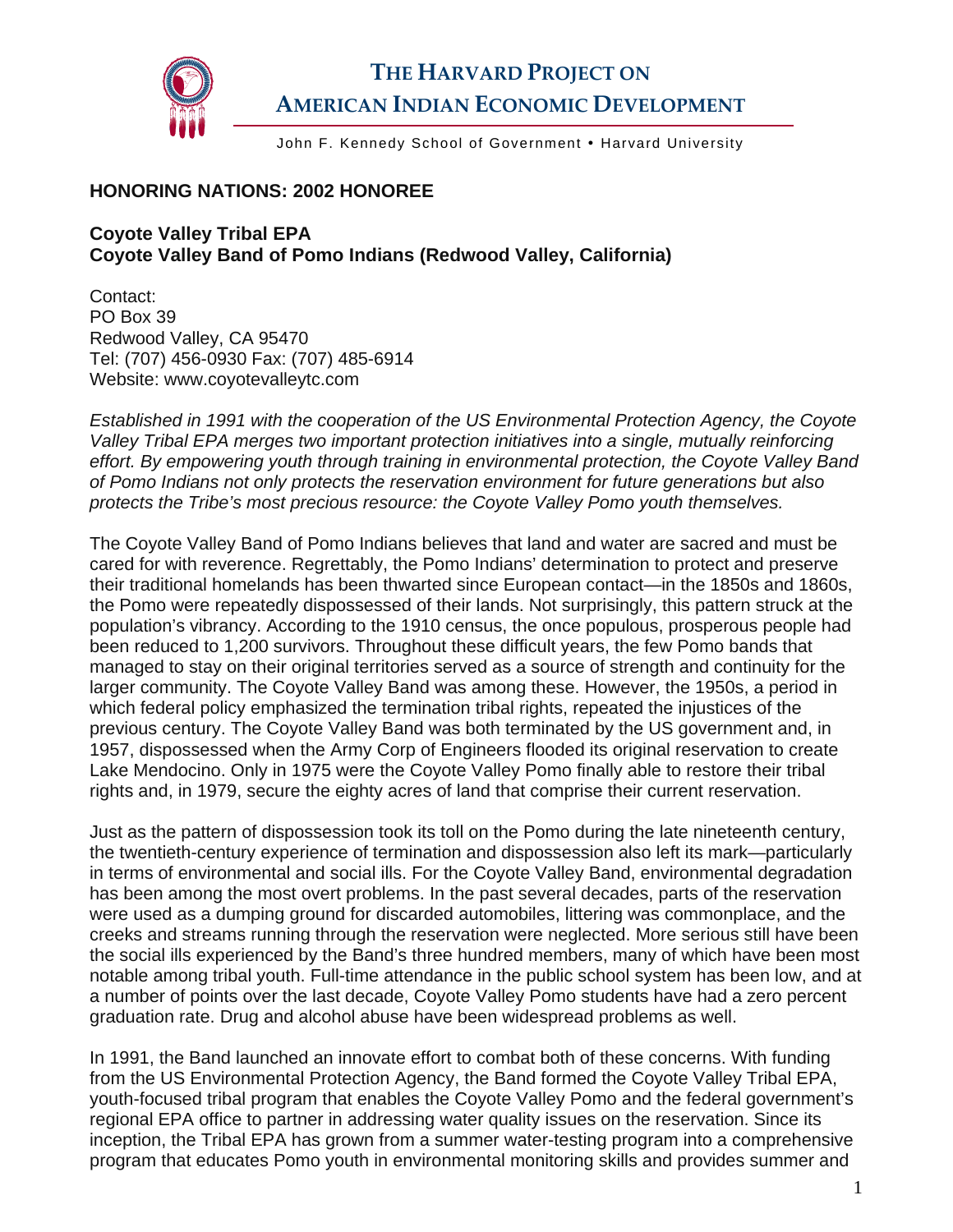# THE HARVARD PROJECT ON AMERICAN INDIAN ECONOMIC DEVELOPMENT

John F. Kennedy School of Government • Harvard University

## HONORING NATIONS: 2002 HONOREE

### Coyote Valley Tribal EPA
### Coyote Valley Band of Pomo Indians (Redwood Valley, California)

Contact:
PO Box 39
Redwood Valley, CA 95470
Tel: (707) 456-0930 Fax: (707) 485-6914
Website: www.coyotevalleytc.com

*Established in 1991 with the cooperation of the US Environmental Protection Agency, the Coyote Valley Tribal EPA merges two important protection initiatives into a single, mutually reinforcing effort. By empowering youth through training in environmental protection, the Coyote Valley Band of Pomo Indians not only protects the reservation environment for future generations but also protects the Tribe's most precious resource: the Coyote Valley Pomo youth themselves.*

The Coyote Valley Band of Pomo Indians believes that land and water are sacred and must be cared for with reverence. Regrettably, the Pomo Indians' determination to protect and preserve their traditional homelands has been thwarted since European contact—in the 1850s and 1860s, the Pomo were repeatedly dispossessed of their lands. Not surprisingly, this pattern struck at the population's vibrancy. According to the 1910 census, the once populous, prosperous people had been reduced to 1,200 survivors. Throughout these difficult years, the few Pomo bands that managed to stay on their original territories served as a source of strength and continuity for the larger community. The Coyote Valley Band was among these. However, the 1950s, a period in which federal policy emphasized the termination tribal rights, repeated the injustices of the previous century. The Coyote Valley Band was both terminated by the US government and, in 1957, dispossessed when the Army Corp of Engineers flooded its original reservation to create Lake Mendocino. Only in 1975 were the Coyote Valley Pomo finally able to restore their tribal rights and, in 1979, secure the eighty acres of land that comprise their current reservation.

Just as the pattern of dispossession took its toll on the Pomo during the late nineteenth century, the twentieth-century experience of termination and dispossession also left its mark—particularly in terms of environmental and social ills. For the Coyote Valley Band, environmental degradation has been among the most overt problems. In the past several decades, parts of the reservation were used as a dumping ground for discarded automobiles, littering was commonplace, and the creeks and streams running through the reservation were neglected. More serious still have been the social ills experienced by the Band's three hundred members, many of which have been most notable among tribal youth. Full-time attendance in the public school system has been low, and at a number of points over the last decade, Coyote Valley Pomo students have had a zero percent graduation rate. Drug and alcohol abuse have been widespread problems as well.

In 1991, the Band launched an innovate effort to combat both of these concerns. With funding from the US Environmental Protection Agency, the Band formed the Coyote Valley Tribal EPA, youth-focused tribal program that enables the Coyote Valley Pomo and the federal government's regional EPA office to partner in addressing water quality issues on the reservation. Since its inception, the Tribal EPA has grown from a summer water-testing program into a comprehensive program that educates Pomo youth in environmental monitoring skills and provides summer and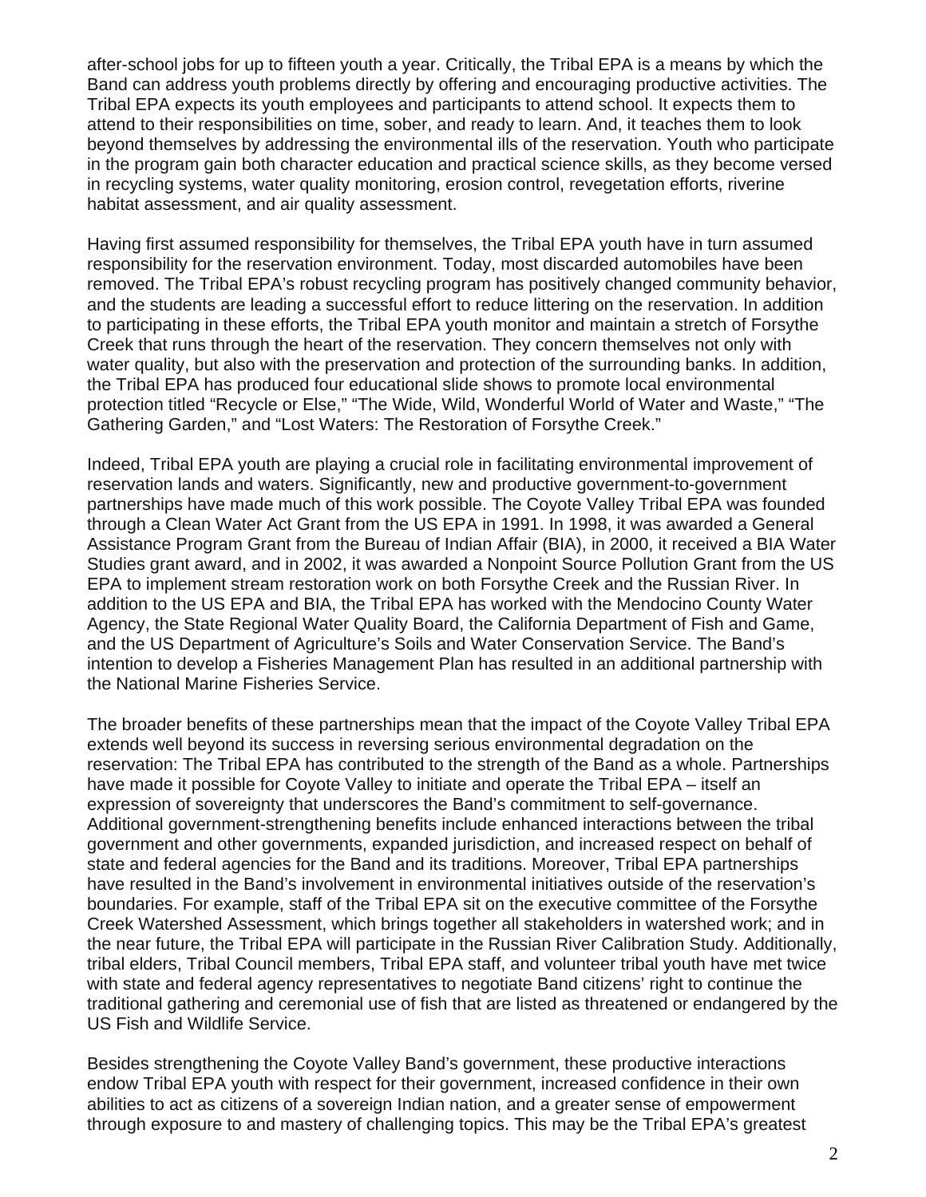after-school jobs for up to fifteen youth a year. Critically, the Tribal EPA is a means by which the Band can address youth problems directly by offering and encouraging productive activities. The Tribal EPA expects its youth employees and participants to attend school. It expects them to attend to their responsibilities on time, sober, and ready to learn. And, it teaches them to look beyond themselves by addressing the environmental ills of the reservation. Youth who participate in the program gain both character education and practical science skills, as they become versed in recycling systems, water quality monitoring, erosion control, revegetation efforts, riverine habitat assessment, and air quality assessment.

Having first assumed responsibility for themselves, the Tribal EPA youth have in turn assumed responsibility for the reservation environment. Today, most discarded automobiles have been removed. The Tribal EPA's robust recycling program has positively changed community behavior, and the students are leading a successful effort to reduce littering on the reservation. In addition to participating in these efforts, the Tribal EPA youth monitor and maintain a stretch of Forsythe Creek that runs through the heart of the reservation. They concern themselves not only with water quality, but also with the preservation and protection of the surrounding banks. In addition, the Tribal EPA has produced four educational slide shows to promote local environmental protection titled "Recycle or Else," "The Wide, Wild, Wonderful World of Water and Waste," "The Gathering Garden," and "Lost Waters: The Restoration of Forsythe Creek."

Indeed, Tribal EPA youth are playing a crucial role in facilitating environmental improvement of reservation lands and waters. Significantly, new and productive government-to-government partnerships have made much of this work possible. The Coyote Valley Tribal EPA was founded through a Clean Water Act Grant from the US EPA in 1991. In 1998, it was awarded a General Assistance Program Grant from the Bureau of Indian Affair (BIA), in 2000, it received a BIA Water Studies grant award, and in 2002, it was awarded a Nonpoint Source Pollution Grant from the US EPA to implement stream restoration work on both Forsythe Creek and the Russian River. In addition to the US EPA and BIA, the Tribal EPA has worked with the Mendocino County Water Agency, the State Regional Water Quality Board, the California Department of Fish and Game, and the US Department of Agriculture's Soils and Water Conservation Service. The Band's intention to develop a Fisheries Management Plan has resulted in an additional partnership with the National Marine Fisheries Service.

The broader benefits of these partnerships mean that the impact of the Coyote Valley Tribal EPA extends well beyond its success in reversing serious environmental degradation on the reservation: The Tribal EPA has contributed to the strength of the Band as a whole. Partnerships have made it possible for Coyote Valley to initiate and operate the Tribal EPA – itself an expression of sovereignty that underscores the Band's commitment to self-governance. Additional government-strengthening benefits include enhanced interactions between the tribal government and other governments, expanded jurisdiction, and increased respect on behalf of state and federal agencies for the Band and its traditions. Moreover, Tribal EPA partnerships have resulted in the Band's involvement in environmental initiatives outside of the reservation's boundaries. For example, staff of the Tribal EPA sit on the executive committee of the Forsythe Creek Watershed Assessment, which brings together all stakeholders in watershed work; and in the near future, the Tribal EPA will participate in the Russian River Calibration Study. Additionally, tribal elders, Tribal Council members, Tribal EPA staff, and volunteer tribal youth have met twice with state and federal agency representatives to negotiate Band citizens' right to continue the traditional gathering and ceremonial use of fish that are listed as threatened or endangered by the US Fish and Wildlife Service.

Besides strengthening the Coyote Valley Band's government, these productive interactions endow Tribal EPA youth with respect for their government, increased confidence in their own abilities to act as citizens of a sovereign Indian nation, and a greater sense of empowerment through exposure to and mastery of challenging topics. This may be the Tribal EPA's greatest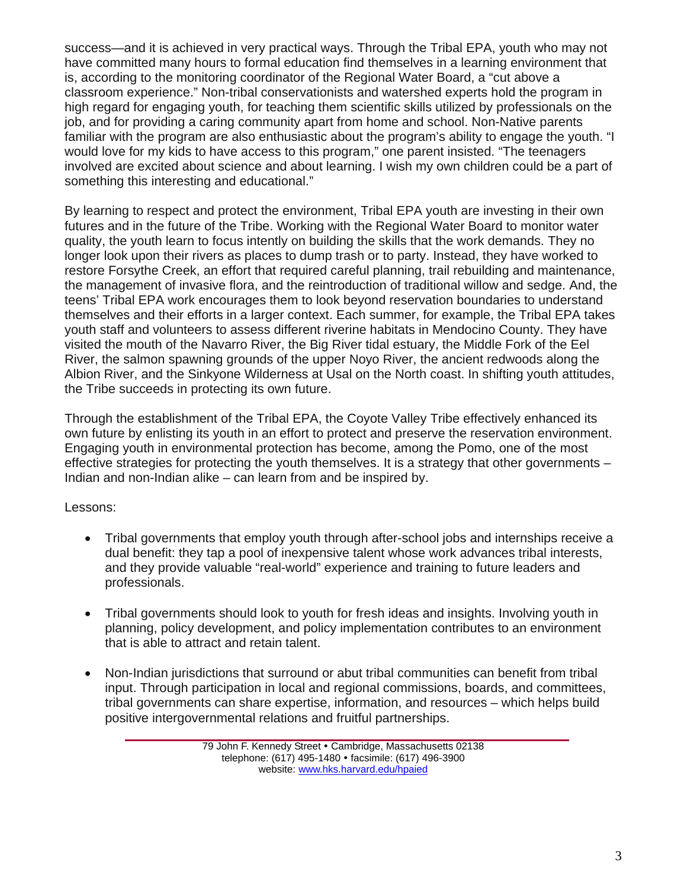success—and it is achieved in very practical ways. Through the Tribal EPA, youth who may not have committed many hours to formal education find themselves in a learning environment that is, according to the monitoring coordinator of the Regional Water Board, a "cut above a classroom experience." Non-tribal conservationists and watershed experts hold the program in high regard for engaging youth, for teaching them scientific skills utilized by professionals on the job, and for providing a caring community apart from home and school. Non-Native parents familiar with the program are also enthusiastic about the program's ability to engage the youth. "I would love for my kids to have access to this program," one parent insisted. "The teenagers involved are excited about science and about learning. I wish my own children could be a part of something this interesting and educational."

By learning to respect and protect the environment, Tribal EPA youth are investing in their own futures and in the future of the Tribe. Working with the Regional Water Board to monitor water quality, the youth learn to focus intently on building the skills that the work demands. They no longer look upon their rivers as places to dump trash or to party. Instead, they have worked to restore Forsythe Creek, an effort that required careful planning, trail rebuilding and maintenance, the management of invasive flora, and the reintroduction of traditional willow and sedge. And, the teens' Tribal EPA work encourages them to look beyond reservation boundaries to understand themselves and their efforts in a larger context. Each summer, for example, the Tribal EPA takes youth staff and volunteers to assess different riverine habitats in Mendocino County. They have visited the mouth of the Navarro River, the Big River tidal estuary, the Middle Fork of the Eel River, the salmon spawning grounds of the upper Noyo River, the ancient redwoods along the Albion River, and the Sinkyone Wilderness at Usal on the North coast. In shifting youth attitudes, the Tribe succeeds in protecting its own future.

Through the establishment of the Tribal EPA, the Coyote Valley Tribe effectively enhanced its own future by enlisting its youth in an effort to protect and preserve the reservation environment. Engaging youth in environmental protection has become, among the Pomo, one of the most effective strategies for protecting the youth themselves. It is a strategy that other governments – Indian and non-Indian alike – can learn from and be inspired by.

Lessons:

- Tribal governments that employ youth through after-school jobs and internships receive a dual benefit: they tap a pool of inexpensive talent whose work advances tribal interests, and they provide valuable "real-world" experience and training to future leaders and professionals.

- Tribal governments should look to youth for fresh ideas and insights. Involving youth in planning, policy development, and policy implementation contributes to an environment that is able to attract and retain talent.

- Non-Indian jurisdictions that surround or abut tribal communities can benefit from tribal input. Through participation in local and regional commissions, boards, and committees, tribal governments can share expertise, information, and resources – which helps build positive intergovernmental relations and fruitful partnerships.

79 John F. Kennedy Street • Cambridge, Massachusetts 02138
telephone: (617) 495-1480 • facsimile: (617) 496-3900
website: www.hks.harvard.edu/hpaied